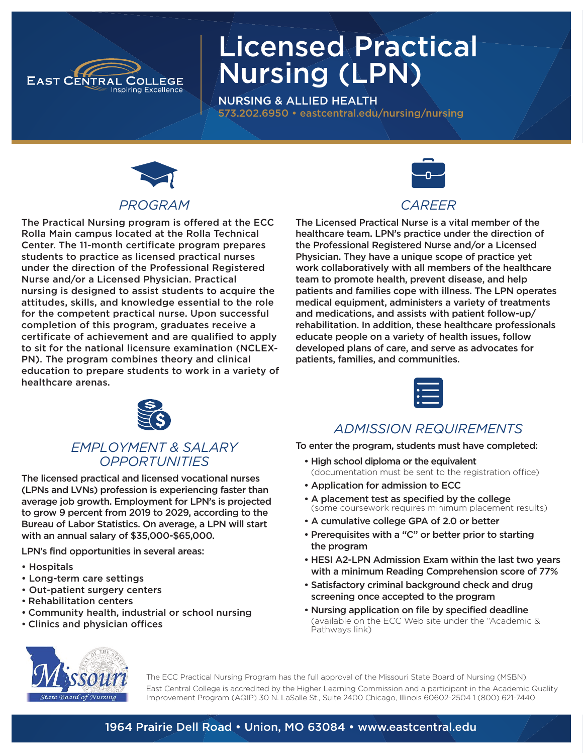EAST CENTRAL COLLEGE
Inspiring Excellence

# Licensed Practical Nursing (LPN)

**NURSING & ALLIED HEALTH**
573.202.6950 • eastcentral.edu/nursing/nursing

## *PROGRAM*

The Practical Nursing program is offered at the ECC Rolla Main campus located at the Rolla Technical Center. The 11-month certificate program prepares students to practice as licensed practical nurses under the direction of the Professional Registered Nurse and/or a Licensed Physician. Practical nursing is designed to assist students to acquire the attitudes, skills, and knowledge essential to the role for the competent practical nurse. Upon successful completion of this program, graduates receive a certificate of achievement and are qualified to apply to sit for the national licensure examination (NCLEX-PN). The program combines theory and clinical education to prepare students to work in a variety of healthcare arenas.

## *CAREER*

The Licensed Practical Nurse is a vital member of the healthcare team. LPN's practice under the direction of the Professional Registered Nurse and/or a Licensed Physician. They have a unique scope of practice yet work collaboratively with all members of the healthcare team to promote health, prevent disease, and help patients and families cope with illness. The LPN operates medical equipment, administers a variety of treatments and medications, and assists with patient follow-up/rehabilitation. In addition, these healthcare professionals educate people on a variety of health issues, follow developed plans of care, and serve as advocates for patients, families, and communities.

## *EMPLOYMENT & SALARY OPPORTUNITIES*

The licensed practical and licensed vocational nurses (LPNs and LVNs) profession is experiencing faster than average job growth. Employment for LPN's is projected to grow 9 percent from 2019 to 2029, according to the Bureau of Labor Statistics. On average, a LPN will start with an annual salary of $35,000-$65,000.

LPN's find opportunities in several areas:

- Hospitals
- Long-term care settings
- Out-patient surgery centers
- Rehabilitation centers
- Community health, industrial or school nursing
- Clinics and physician offices

## *ADMISSION REQUIREMENTS*

To enter the program, students must have completed:

- High school diploma or the equivalent (documentation must be sent to the registration office)
- Application for admission to ECC
- A placement test as specified by the college (some coursework requires minimum placement results)
- A cumulative college GPA of 2.0 or better
- Prerequisites with a "C" or better prior to starting the program
- HESI A2-LPN Admission Exam within the last two years with a minimum Reading Comprehension score of 77%
- Satisfactory criminal background check and drug screening once accepted to the program
- Nursing application on file by specified deadline (available on the ECC Web site under the "Academic & Pathways link)

Missouri State Board of Nursing

The ECC Practical Nursing Program has the full approval of the Missouri State Board of Nursing (MSBN).

East Central College is accredited by the Higher Learning Commission and a participant in the Academic Quality Improvement Program (AQIP) 30 N. LaSalle St., Suite 2400 Chicago, Illinois 60602-2504 1 (800) 621-7440

1964 Prairie Dell Road • Union, MO 63084 • www.eastcentral.edu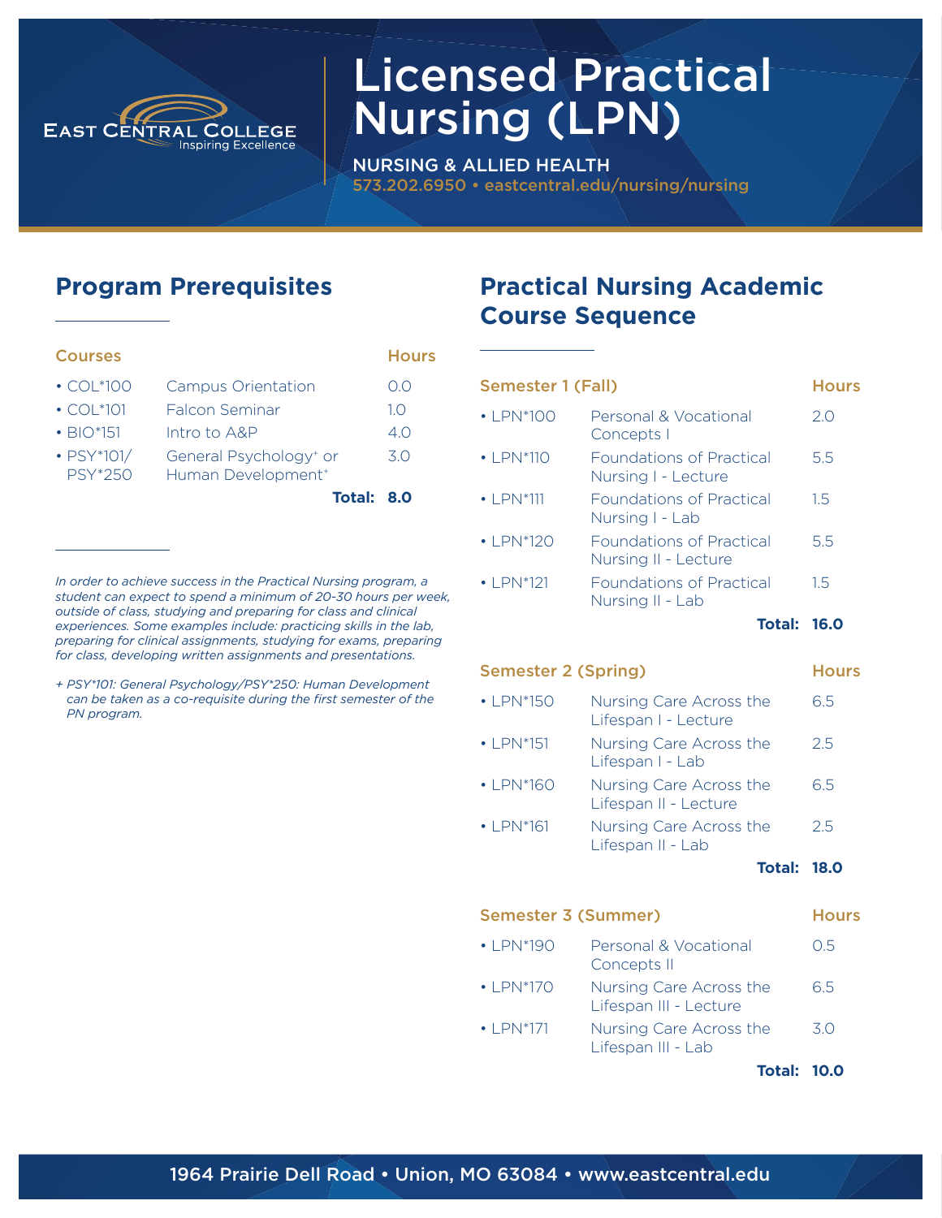# Licensed Practical Nursing (LPN)

EAST CENTRAL COLLEGE
Inspiring Excellence

NURSING & ALLIED HEALTH
573.202.6950 • eastcentral.edu/nursing/nursing

## Program Prerequisites

| Courses | | Hours |
|---|---|---|
| • COL*100 | Campus Orientation | 0.0 |
| • COL*101 | Falcon Seminar | 1.0 |
| • BIO*151 | Intro to A&P | 4.0 |
| • PSY*101/ PSY*250 | General Psychology+ or Human Development+ | 3.0 |
| | **Total:** | **8.0** |

*In order to achieve success in the Practical Nursing program, a student can expect to spend a minimum of 20-30 hours per week, outside of class, studying and preparing for class and clinical experiences. Some examples include: practicing skills in the lab, preparing for clinical assignments, studying for exams, preparing for class, developing written assignments and presentations.*

*+ PSY*101: General Psychology/PSY*250: Human Development can be taken as a co-requisite during the first semester of the PN program.*

## Practical Nursing Academic Course Sequence

| Semester 1 (Fall) | | Hours |
|---|---|---|
| • LPN*100 | Personal & Vocational Concepts I | 2.0 |
| • LPN*110 | Foundations of Practical Nursing I - Lecture | 5.5 |
| • LPN*111 | Foundations of Practical Nursing I - Lab | 1.5 |
| • LPN*120 | Foundations of Practical Nursing II - Lecture | 5.5 |
| • LPN*121 | Foundations of Practical Nursing II - Lab | 1.5 |
| | **Total:** | **16.0** |

| Semester 2 (Spring) | | Hours |
|---|---|---|
| • LPN*150 | Nursing Care Across the Lifespan I - Lecture | 6.5 |
| • LPN*151 | Nursing Care Across the Lifespan I - Lab | 2.5 |
| • LPN*160 | Nursing Care Across the Lifespan II - Lecture | 6.5 |
| • LPN*161 | Nursing Care Across the Lifespan II - Lab | 2.5 |
| | **Total:** | **18.0** |

| Semester 3 (Summer) | | Hours |
|---|---|---|
| • LPN*190 | Personal & Vocational Concepts II | 0.5 |
| • LPN*170 | Nursing Care Across the Lifespan III - Lecture | 6.5 |
| • LPN*171 | Nursing Care Across the Lifespan III - Lab | 3.0 |
| | **Total:** | **10.0** |

1964 Prairie Dell Road • Union, MO 63084 • www.eastcentral.edu